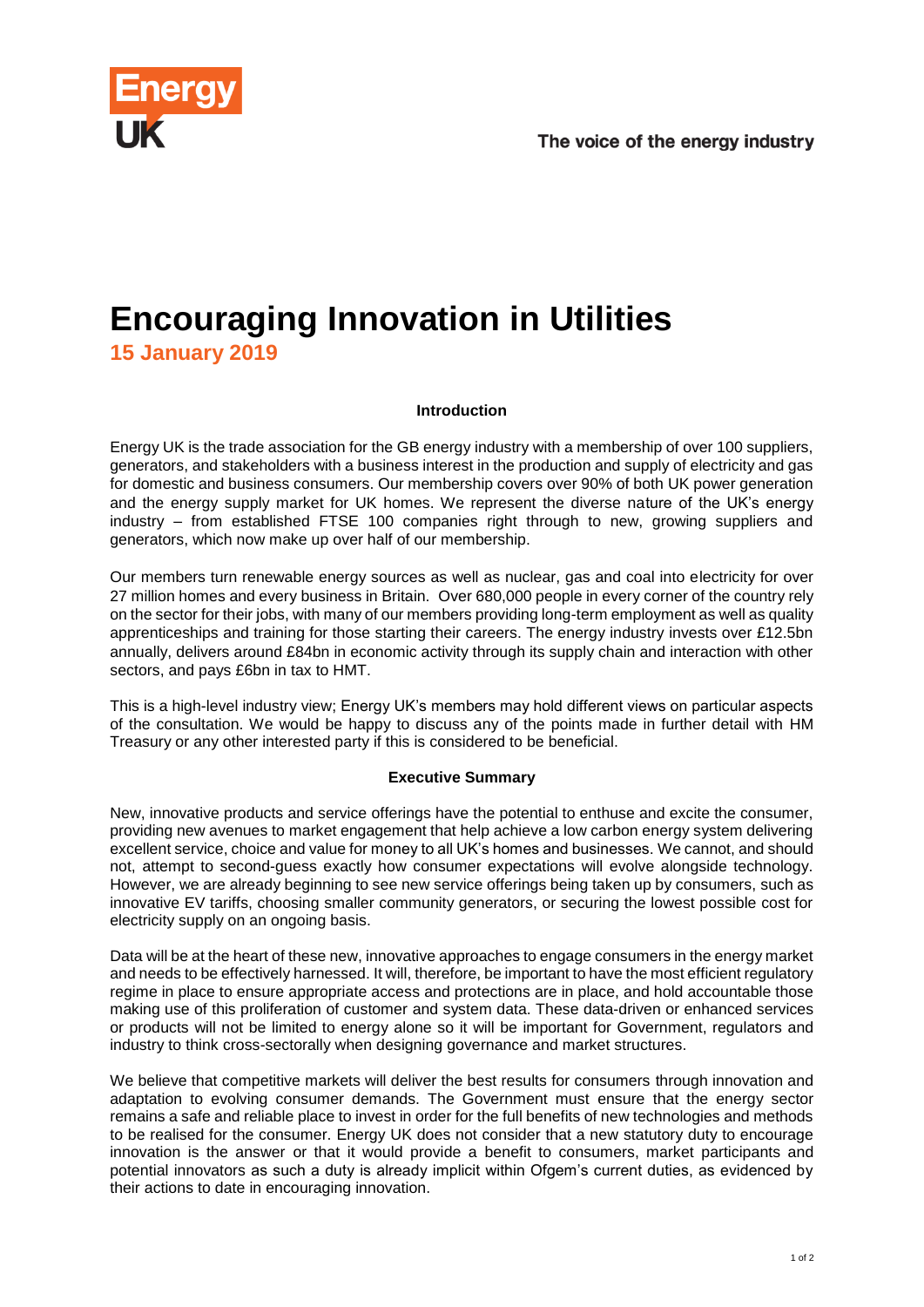Energy UK

The voice of the energy industry

# Encouraging Innovation in Utilities

**15 January 2019**

## Introduction

Energy UK is the trade association for the GB energy industry with a membership of over 100 suppliers, generators, and stakeholders with a business interest in the production and supply of electricity and gas for domestic and business consumers. Our membership covers over 90% of both UK power generation and the energy supply market for UK homes. We represent the diverse nature of the UK's energy industry – from established FTSE 100 companies right through to new, growing suppliers and generators, which now make up over half of our membership.

Our members turn renewable energy sources as well as nuclear, gas and coal into electricity for over 27 million homes and every business in Britain. Over 680,000 people in every corner of the country rely on the sector for their jobs, with many of our members providing long-term employment as well as quality apprenticeships and training for those starting their careers. The energy industry invests over £12.5bn annually, delivers around £84bn in economic activity through its supply chain and interaction with other sectors, and pays £6bn in tax to HMT.

This is a high-level industry view; Energy UK's members may hold different views on particular aspects of the consultation. We would be happy to discuss any of the points made in further detail with HM Treasury or any other interested party if this is considered to be beneficial.

## Executive Summary

New, innovative products and service offerings have the potential to enthuse and excite the consumer, providing new avenues to market engagement that help achieve a low carbon energy system delivering excellent service, choice and value for money to all UK's homes and businesses. We cannot, and should not, attempt to second-guess exactly how consumer expectations will evolve alongside technology. However, we are already beginning to see new service offerings being taken up by consumers, such as innovative EV tariffs, choosing smaller community generators, or securing the lowest possible cost for electricity supply on an ongoing basis.

Data will be at the heart of these new, innovative approaches to engage consumers in the energy market and needs to be effectively harnessed. It will, therefore, be important to have the most efficient regulatory regime in place to ensure appropriate access and protections are in place, and hold accountable those making use of this proliferation of customer and system data. These data-driven or enhanced services or products will not be limited to energy alone so it will be important for Government, regulators and industry to think cross-sectorally when designing governance and market structures.

We believe that competitive markets will deliver the best results for consumers through innovation and adaptation to evolving consumer demands. The Government must ensure that the energy sector remains a safe and reliable place to invest in order for the full benefits of new technologies and methods to be realised for the consumer. Energy UK does not consider that a new statutory duty to encourage innovation is the answer or that it would provide a benefit to consumers, market participants and potential innovators as such a duty is already implicit within Ofgem's current duties, as evidenced by their actions to date in encouraging innovation.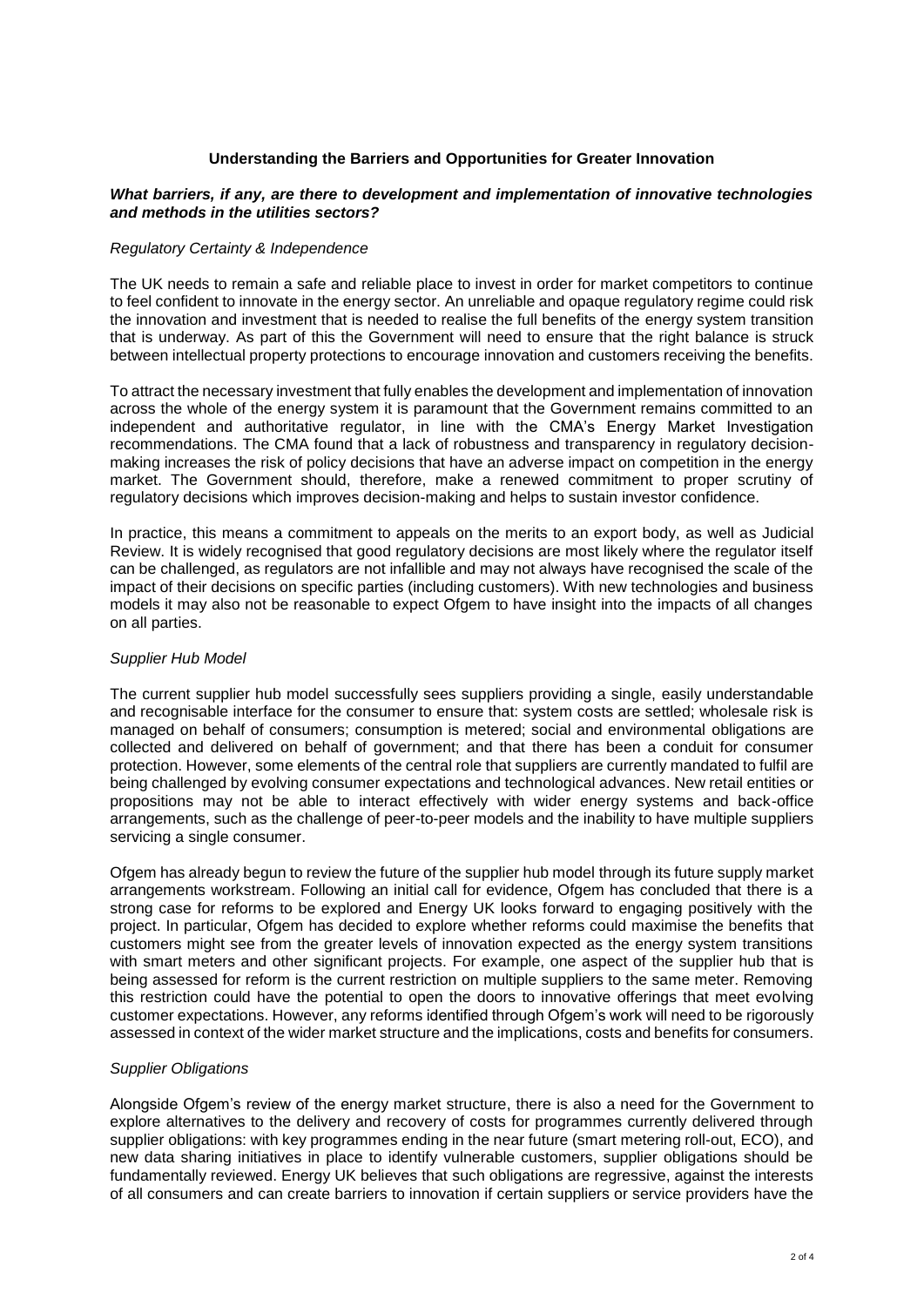## Understanding the Barriers and Opportunities for Greater Innovation

***What barriers, if any, are there to development and implementation of innovative technologies and methods in the utilities sectors?***

*Regulatory Certainty & Independence*

The UK needs to remain a safe and reliable place to invest in order for market competitors to continue to feel confident to innovate in the energy sector. An unreliable and opaque regulatory regime could risk the innovation and investment that is needed to realise the full benefits of the energy system transition that is underway. As part of this the Government will need to ensure that the right balance is struck between intellectual property protections to encourage innovation and customers receiving the benefits.

To attract the necessary investment that fully enables the development and implementation of innovation across the whole of the energy system it is paramount that the Government remains committed to an independent and authoritative regulator, in line with the CMA's Energy Market Investigation recommendations. The CMA found that a lack of robustness and transparency in regulatory decision-making increases the risk of policy decisions that have an adverse impact on competition in the energy market. The Government should, therefore, make a renewed commitment to proper scrutiny of regulatory decisions which improves decision-making and helps to sustain investor confidence.

In practice, this means a commitment to appeals on the merits to an export body, as well as Judicial Review. It is widely recognised that good regulatory decisions are most likely where the regulator itself can be challenged, as regulators are not infallible and may not always have recognised the scale of the impact of their decisions on specific parties (including customers). With new technologies and business models it may also not be reasonable to expect Ofgem to have insight into the impacts of all changes on all parties.

*Supplier Hub Model*

The current supplier hub model successfully sees suppliers providing a single, easily understandable and recognisable interface for the consumer to ensure that: system costs are settled; wholesale risk is managed on behalf of consumers; consumption is metered; social and environmental obligations are collected and delivered on behalf of government; and that there has been a conduit for consumer protection. However, some elements of the central role that suppliers are currently mandated to fulfil are being challenged by evolving consumer expectations and technological advances. New retail entities or propositions may not be able to interact effectively with wider energy systems and back-office arrangements, such as the challenge of peer-to-peer models and the inability to have multiple suppliers servicing a single consumer.

Ofgem has already begun to review the future of the supplier hub model through its future supply market arrangements workstream. Following an initial call for evidence, Ofgem has concluded that there is a strong case for reforms to be explored and Energy UK looks forward to engaging positively with the project. In particular, Ofgem has decided to explore whether reforms could maximise the benefits that customers might see from the greater levels of innovation expected as the energy system transitions with smart meters and other significant projects. For example, one aspect of the supplier hub that is being assessed for reform is the current restriction on multiple suppliers to the same meter. Removing this restriction could have the potential to open the doors to innovative offerings that meet evolving customer expectations. However, any reforms identified through Ofgem's work will need to be rigorously assessed in context of the wider market structure and the implications, costs and benefits for consumers.

*Supplier Obligations*

Alongside Ofgem's review of the energy market structure, there is also a need for the Government to explore alternatives to the delivery and recovery of costs for programmes currently delivered through supplier obligations: with key programmes ending in the near future (smart metering roll-out, ECO), and new data sharing initiatives in place to identify vulnerable customers, supplier obligations should be fundamentally reviewed. Energy UK believes that such obligations are regressive, against the interests of all consumers and can create barriers to innovation if certain suppliers or service providers have the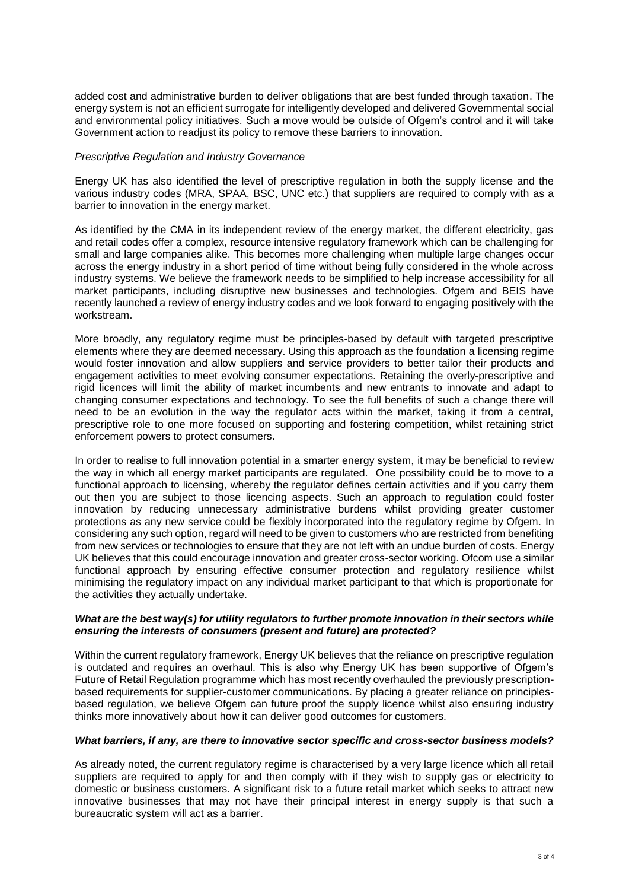added cost and administrative burden to deliver obligations that are best funded through taxation. The energy system is not an efficient surrogate for intelligently developed and delivered Governmental social and environmental policy initiatives. Such a move would be outside of Ofgem's control and it will take Government action to readjust its policy to remove these barriers to innovation.

*Prescriptive Regulation and Industry Governance*

Energy UK has also identified the level of prescriptive regulation in both the supply license and the various industry codes (MRA, SPAA, BSC, UNC etc.) that suppliers are required to comply with as a barrier to innovation in the energy market.

As identified by the CMA in its independent review of the energy market, the different electricity, gas and retail codes offer a complex, resource intensive regulatory framework which can be challenging for small and large companies alike. This becomes more challenging when multiple large changes occur across the energy industry in a short period of time without being fully considered in the whole across industry systems. We believe the framework needs to be simplified to help increase accessibility for all market participants, including disruptive new businesses and technologies. Ofgem and BEIS have recently launched a review of energy industry codes and we look forward to engaging positively with the workstream.

More broadly, any regulatory regime must be principles-based by default with targeted prescriptive elements where they are deemed necessary. Using this approach as the foundation a licensing regime would foster innovation and allow suppliers and service providers to better tailor their products and engagement activities to meet evolving consumer expectations. Retaining the overly-prescriptive and rigid licences will limit the ability of market incumbents and new entrants to innovate and adapt to changing consumer expectations and technology. To see the full benefits of such a change there will need to be an evolution in the way the regulator acts within the market, taking it from a central, prescriptive role to one more focused on supporting and fostering competition, whilst retaining strict enforcement powers to protect consumers.

In order to realise to full innovation potential in a smarter energy system, it may be beneficial to review the way in which all energy market participants are regulated. One possibility could be to move to a functional approach to licensing, whereby the regulator defines certain activities and if you carry them out then you are subject to those licencing aspects. Such an approach to regulation could foster innovation by reducing unnecessary administrative burdens whilst providing greater customer protections as any new service could be flexibly incorporated into the regulatory regime by Ofgem. In considering any such option, regard will need to be given to customers who are restricted from benefiting from new services or technologies to ensure that they are not left with an undue burden of costs. Energy UK believes that this could encourage innovation and greater cross-sector working. Ofcom use a similar functional approach by ensuring effective consumer protection and regulatory resilience whilst minimising the regulatory impact on any individual market participant to that which is proportionate for the activities they actually undertake.

***What are the best way(s) for utility regulators to further promote innovation in their sectors while ensuring the interests of consumers (present and future) are protected?***

Within the current regulatory framework, Energy UK believes that the reliance on prescriptive regulation is outdated and requires an overhaul. This is also why Energy UK has been supportive of Ofgem's Future of Retail Regulation programme which has most recently overhauled the previously prescription-based requirements for supplier-customer communications. By placing a greater reliance on principles-based regulation, we believe Ofgem can future proof the supply licence whilst also ensuring industry thinks more innovatively about how it can deliver good outcomes for customers.

***What barriers, if any, are there to innovative sector specific and cross-sector business models?***

As already noted, the current regulatory regime is characterised by a very large licence which all retail suppliers are required to apply for and then comply with if they wish to supply gas or electricity to domestic or business customers. A significant risk to a future retail market which seeks to attract new innovative businesses that may not have their principal interest in energy supply is that such a bureaucratic system will act as a barrier.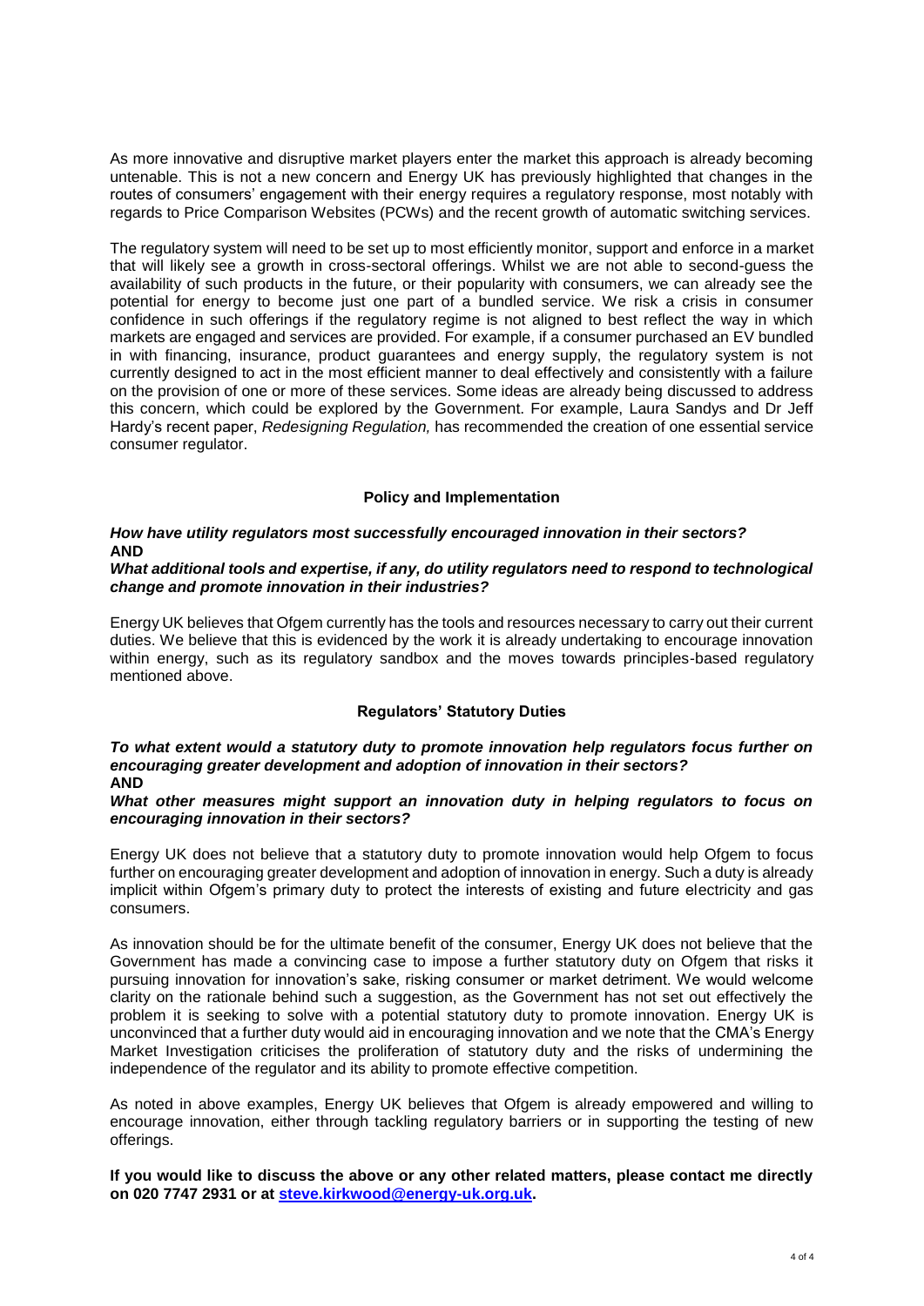As more innovative and disruptive market players enter the market this approach is already becoming untenable. This is not a new concern and Energy UK has previously highlighted that changes in the routes of consumers' engagement with their energy requires a regulatory response, most notably with regards to Price Comparison Websites (PCWs) and the recent growth of automatic switching services.

The regulatory system will need to be set up to most efficiently monitor, support and enforce in a market that will likely see a growth in cross-sectoral offerings. Whilst we are not able to second-guess the availability of such products in the future, or their popularity with consumers, we can already see the potential for energy to become just one part of a bundled service. We risk a crisis in consumer confidence in such offerings if the regulatory regime is not aligned to best reflect the way in which markets are engaged and services are provided. For example, if a consumer purchased an EV bundled in with financing, insurance, product guarantees and energy supply, the regulatory system is not currently designed to act in the most efficient manner to deal effectively and consistently with a failure on the provision of one or more of these services. Some ideas are already being discussed to address this concern, which could be explored by the Government. For example, Laura Sandys and Dr Jeff Hardy's recent paper, *Redesigning Regulation,* has recommended the creation of one essential service consumer regulator.

### Policy and Implementation

***How have utility regulators most successfully encouraged innovation in their sectors?***
**AND**
***What additional tools and expertise, if any, do utility regulators need to respond to technological change and promote innovation in their industries?***

Energy UK believes that Ofgem currently has the tools and resources necessary to carry out their current duties. We believe that this is evidenced by the work it is already undertaking to encourage innovation within energy, such as its regulatory sandbox and the moves towards principles-based regulatory mentioned above.

### Regulators' Statutory Duties

***To what extent would a statutory duty to promote innovation help regulators focus further on encouraging greater development and adoption of innovation in their sectors?***
**AND**
***What other measures might support an innovation duty in helping regulators to focus on encouraging innovation in their sectors?***

Energy UK does not believe that a statutory duty to promote innovation would help Ofgem to focus further on encouraging greater development and adoption of innovation in energy. Such a duty is already implicit within Ofgem's primary duty to protect the interests of existing and future electricity and gas consumers.

As innovation should be for the ultimate benefit of the consumer, Energy UK does not believe that the Government has made a convincing case to impose a further statutory duty on Ofgem that risks it pursuing innovation for innovation's sake, risking consumer or market detriment. We would welcome clarity on the rationale behind such a suggestion, as the Government has not set out effectively the problem it is seeking to solve with a potential statutory duty to promote innovation. Energy UK is unconvinced that a further duty would aid in encouraging innovation and we note that the CMA's Energy Market Investigation criticises the proliferation of statutory duty and the risks of undermining the independence of the regulator and its ability to promote effective competition.

As noted in above examples, Energy UK believes that Ofgem is already empowered and willing to encourage innovation, either through tackling regulatory barriers or in supporting the testing of new offerings.

**If you would like to discuss the above or any other related matters, please contact me directly on 020 7747 2931 or at steve.kirkwood@energy-uk.org.uk.**